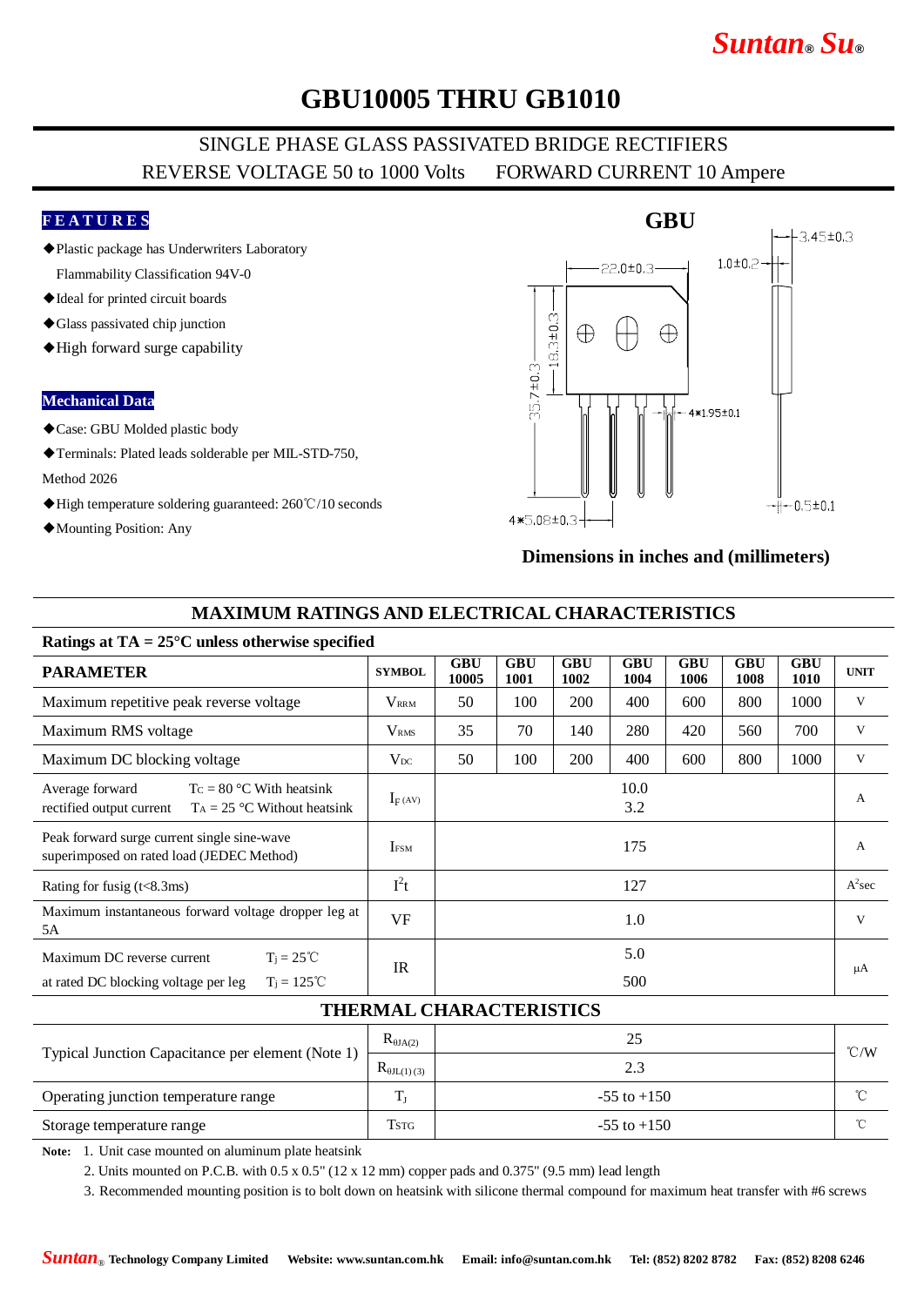# GBU10005 THRU GB1010

SINGLE PHASE GLASS PASSIVATED BRIDGE RECTIFIERS

REVERSE VOLTAGE 50 to 1000 Volts FORWARD CURRENT 10 Ampere

## FEATURES

- ◆Plastic package has Underwriters Laboratory Flammability Classification 94V-0
- ◆Ideal for printed circuit boards
- ◆Glass passivated chip junction
- ◆High forward surge capability

## Mechanical Data

- ◆Case: GBU Molded plastic body
- ◆Terminals: Plated leads solderable per MIL-STD-750, Method 2026
- ◆High temperature soldering guaranteed: 260℃/10 seconds
- ◆Mounting Position: Any

GBU

22.0±0.3, 1.0±0.2, 3.45±0.3, 18.3±0.3, 35.7±0.3, 4*1.95±0.1, 4*5.08±0.3, 0.5±0.1

**Dimensions in inches and (millimeters)**

## MAXIMUM RATINGS AND ELECTRICAL CHARACTERISTICS

**Ratings at TA = 25°C unless otherwise specified**

| PARAMETER | | SYMBOL | GBU 10005 | GBU 1001 | GBU 1002 | GBU 1004 | GBU 1006 | GBU 1008 | GBU 1010 | UNIT |
|---|---|---|---|---|---|---|---|---|---|---|
| Maximum repetitive peak reverse voltage | | $V_{RRM}$ | 50 | 100 | 200 | 400 | 600 | 800 | 1000 | V |
| Maximum RMS voltage | | $V_{RMS}$ | 35 | 70 | 140 | 280 | 420 | 560 | 700 | V |
| Maximum DC blocking voltage | | $V_{DC}$ | 50 | 100 | 200 | 400 | 600 | 800 | 1000 | V |
| Average forward rectified output current | $T_C$ = 80 °C With heatsink<br>$T_A$ = 25 °C Without heatsink | $I_{F(AV)}$ | 10.0<br>3.2 | | | | | | | A |
| Peak forward surge current single sine-wave superimposed on rated load (JEDEC Method) | | $I_{FSM}$ | 175 | | | | | | | A |
| Rating for fusig (t<8.3ms) | | $I^2t$ | 127 | | | | | | | $A^2$sec |
| Maximum instantaneous forward voltage dropper leg at 5A | | VF | 1.0 | | | | | | | V |
| Maximum DC reverse current at rated DC blocking voltage per leg | $T_j$ = 25℃<br>$T_j$ = 125℃ | IR | 5.0<br>500 | | | | | | | μA |

## THERMAL CHARACTERISTICS

| Parameter | Symbol | Value | Unit |
|---|---|---|---|
| Typical Junction Capacitance per element (Note 1) | $R_{\theta JA(2)}$ | 25 | ℃/W |
| | $R_{\theta JL(1)(3)}$ | 2.3 | ℃/W |
| Operating junction temperature range | $T_J$ | -55 to +150 | ℃ |
| Storage temperature range | $T_{STG}$ | -55 to +150 | ℃ |

**Note:** 1. Unit case mounted on aluminum plate heatsink

2. Units mounted on P.C.B. with 0.5 x 0.5" (12 x 12 mm) copper pads and 0.375" (9.5 mm) lead length

3. Recommended mounting position is to bolt down on heatsink with silicone thermal compound for maximum heat transfer with #6 screws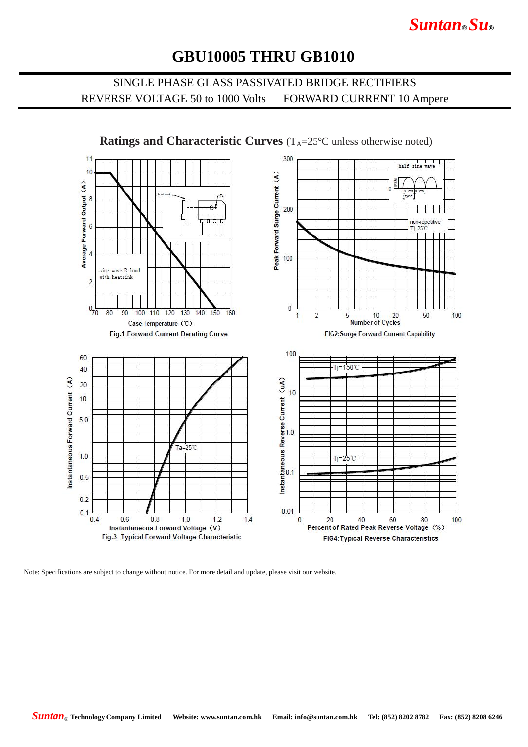Suntan® Su®

# GBU10005 THRU GB1010

SINGLE PHASE GLASS PASSIVATED BRIDGE RECTIFIERS

REVERSE VOLTAGE 50 to 1000 Volts FORWARD CURRENT 10 Ampere

## Ratings and Characteristic Curves ($T_A$=25°C unless otherwise noted)

Average Forward Output（A）

11
10
8
6
4
2
0

70 80 90 100 110 120 130 140 150 160

Case Temperature（℃）

heatsink

Tc

sine wave R-load
with heatsink

Fig.1-Forward Current Derating Curve

Peak Forward Surge Current（A）

300
200
100
0

1 2 5 10 20 50 100

Number of Cycles

half sine wave

IFSM

0

8.3ms 8.3ms

1cycle

non-repetitive
Tj=25℃

FIG2:Surge Forward Current Capability

Instantaneous Forward Current（A）

60
40
20
10
5.0
1.0
0.5
0.2
0.1

0.4 0.6 0.8 1.0 1.2 1.4

Instantaneous Forward Voltage（V）

Ta=25℃

Fig.3- Typical Forward Voltage Characteristic

Instantaneous Reverse Current（uA）

100
10
1.0
0.1
0.01

0 20 40 60 80 100

Percent of Rated Peak Reverse Voltage（%）

Tj=150℃

Tj=25℃

FIG4:Typical Reverse Characteristics

Note: Specifications are subject to change without notice. For more detail and update, please visit our website.

Suntan® Technology Company Limited Website: www.suntan.com.hk Email: info@suntan.com.hk Tel: (852) 8202 8782 Fax: (852) 8208 6246